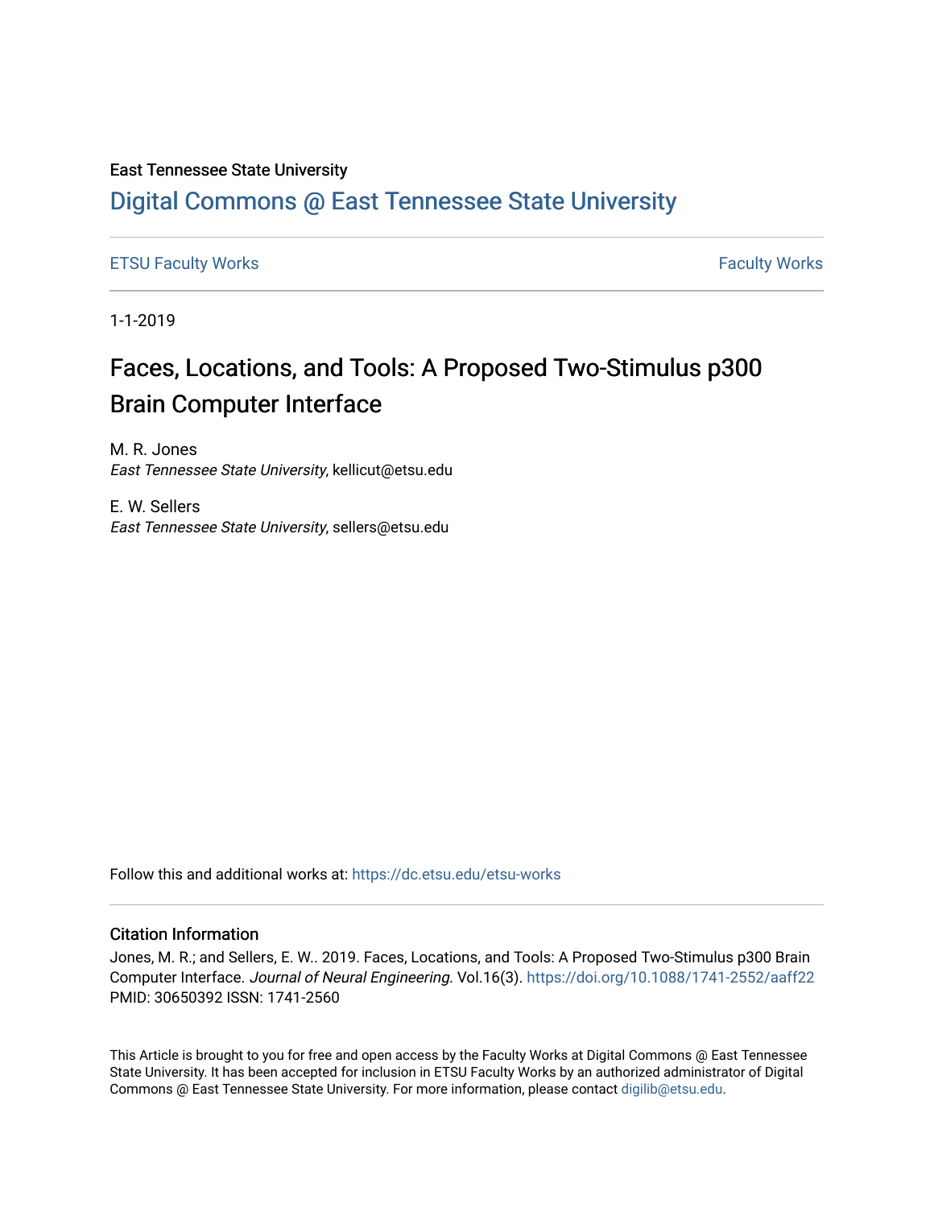East Tennessee State University

# Digital Commons @ East Tennessee State University

ETSU Faculty Works | Faculty Works

1-1-2019

# Faces, Locations, and Tools: A Proposed Two-Stimulus p300 Brain Computer Interface

M. R. Jones
*East Tennessee State University*, kellicut@etsu.edu

E. W. Sellers
*East Tennessee State University*, sellers@etsu.edu

Follow this and additional works at: https://dc.etsu.edu/etsu-works

## Citation Information

Jones, M. R.; and Sellers, E. W.. 2019. Faces, Locations, and Tools: A Proposed Two-Stimulus p300 Brain Computer Interface. *Journal of Neural Engineering.* Vol.16(3). https://doi.org/10.1088/1741-2552/aaff22 PMID: 30650392 ISSN: 1741-2560

This Article is brought to you for free and open access by the Faculty Works at Digital Commons @ East Tennessee State University. It has been accepted for inclusion in ETSU Faculty Works by an authorized administrator of Digital Commons @ East Tennessee State University. For more information, please contact digilib@etsu.edu.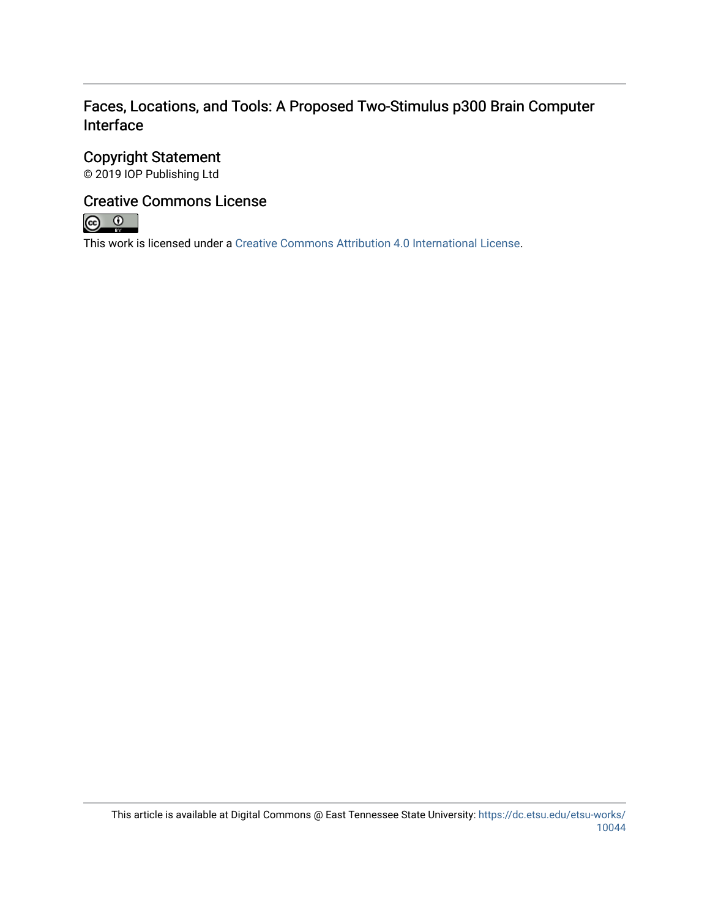# Faces, Locations, and Tools: A Proposed Two-Stimulus p300 Brain Computer Interface

## Copyright Statement

© 2019 IOP Publishing Ltd

## Creative Commons License

This work is licensed under a Creative Commons Attribution 4.0 International License.

This article is available at Digital Commons @ East Tennessee State University: https://dc.etsu.edu/etsu-works/10044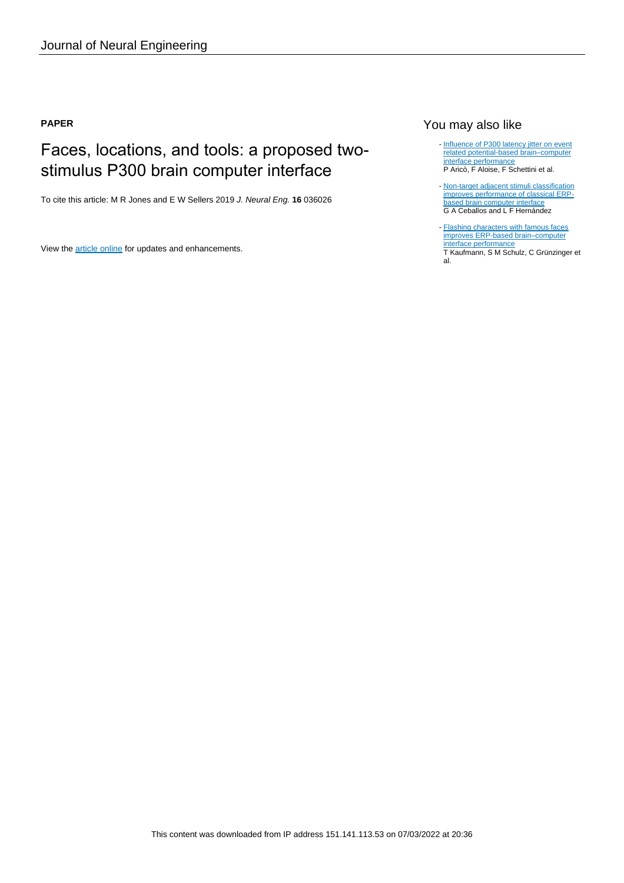Journal of Neural Engineering

**PAPER**

# Faces, locations, and tools: a proposed two-stimulus P300 brain computer interface

To cite this article: M R Jones and E W Sellers 2019 *J. Neural Eng.* **16** 036026

View the article online for updates and enhancements.

## You may also like

- Influence of P300 latency jitter on event related potential-based brain–computer interface performance
  P Aricò, F Aloise, F Schettini et al.

- Non-target adjacent stimuli classification improves performance of classical ERP-based brain computer interface
  G A Ceballos and L F Hernández

- Flashing characters with famous faces improves ERP-based brain–computer interface performance
  T Kaufmann, S M Schulz, C Grünzinger et al.

This content was downloaded from IP address 151.141.113.53 on 07/03/2022 at 20:36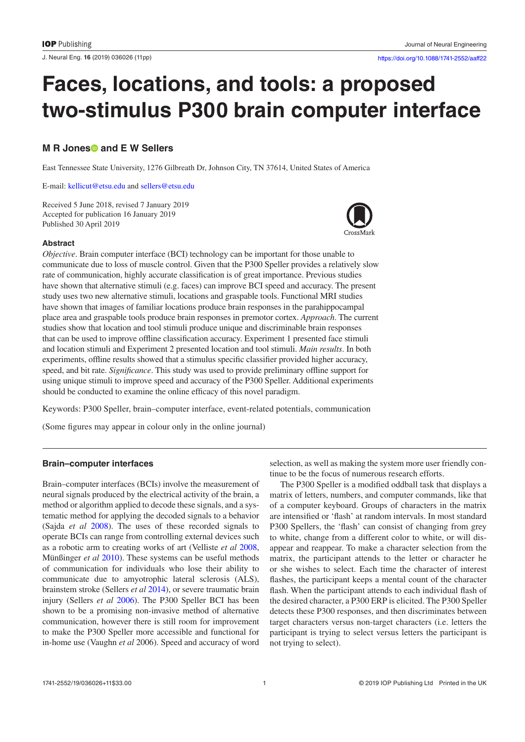# Faces, locations, and tools: a proposed two-stimulus P300 brain computer interface

**M R Jones and E W Sellers**

East Tennessee State University, 1276 Gilbreath Dr, Johnson City, TN 37614, United States of America

E-mail: kellicut@etsu.edu and sellers@etsu.edu

Received 5 June 2018, revised 7 January 2019
Accepted for publication 16 January 2019
Published 30 April 2019

### Abstract

*Objective*. Brain computer interface (BCI) technology can be important for those unable to communicate due to loss of muscle control. Given that the P300 Speller provides a relatively slow rate of communication, highly accurate classification is of great importance. Previous studies have shown that alternative stimuli (e.g. faces) can improve BCI speed and accuracy. The present study uses two new alternative stimuli, locations and graspable tools. Functional MRI studies have shown that images of familiar locations produce brain responses in the parahippocampal place area and graspable tools produce brain responses in premotor cortex. *Approach*. The current studies show that location and tool stimuli produce unique and discriminable brain responses that can be used to improve offline classification accuracy. Experiment 1 presented face stimuli and location stimuli and Experiment 2 presented location and tool stimuli. *Main results*. In both experiments, offline results showed that a stimulus specific classifier provided higher accuracy, speed, and bit rate. *Significance*. This study was used to provide preliminary offline support for using unique stimuli to improve speed and accuracy of the P300 Speller. Additional experiments should be conducted to examine the online efficacy of this novel paradigm.

Keywords: P300 Speller, brain–computer interface, event-related potentials, communication

(Some figures may appear in colour only in the online journal)

## Brain–computer interfaces

Brain–computer interfaces (BCIs) involve the measurement of neural signals produced by the electrical activity of the brain, a method or algorithm applied to decode these signals, and a systematic method for applying the decoded signals to a behavior (Sajda *et al* 2008). The uses of these recorded signals to operate BCIs can range from controlling external devices such as a robotic arm to creating works of art (Velliste *et al* 2008, Münßinger *et al* 2010). These systems can be useful methods of communication for individuals who lose their ability to communicate due to amyotrophic lateral sclerosis (ALS), brainstem stroke (Sellers *et al* 2014), or severe traumatic brain injury (Sellers *et al* 2006). The P300 Speller BCI has been shown to be a promising non-invasive method of alternative communication, however there is still room for improvement to make the P300 Speller more accessible and functional for in-home use (Vaughn *et al* 2006). Speed and accuracy of word selection, as well as making the system more user friendly continue to be the focus of numerous research efforts.

The P300 Speller is a modified oddball task that displays a matrix of letters, numbers, and computer commands, like that of a computer keyboard. Groups of characters in the matrix are intensified or 'flash' at random intervals. In most standard P300 Spellers, the 'flash' can consist of changing from grey to white, change from a different color to white, or will disappear and reappear. To make a character selection from the matrix, the participant attends to the letter or character he or she wishes to select. Each time the character of interest flashes, the participant keeps a mental count of the character flash. When the participant attends to each individual flash of the desired character, a P300 ERP is elicited. The P300 Speller detects these P300 responses, and then discriminates between target characters versus non-target characters (i.e. letters the participant is trying to select versus letters the participant is not trying to select).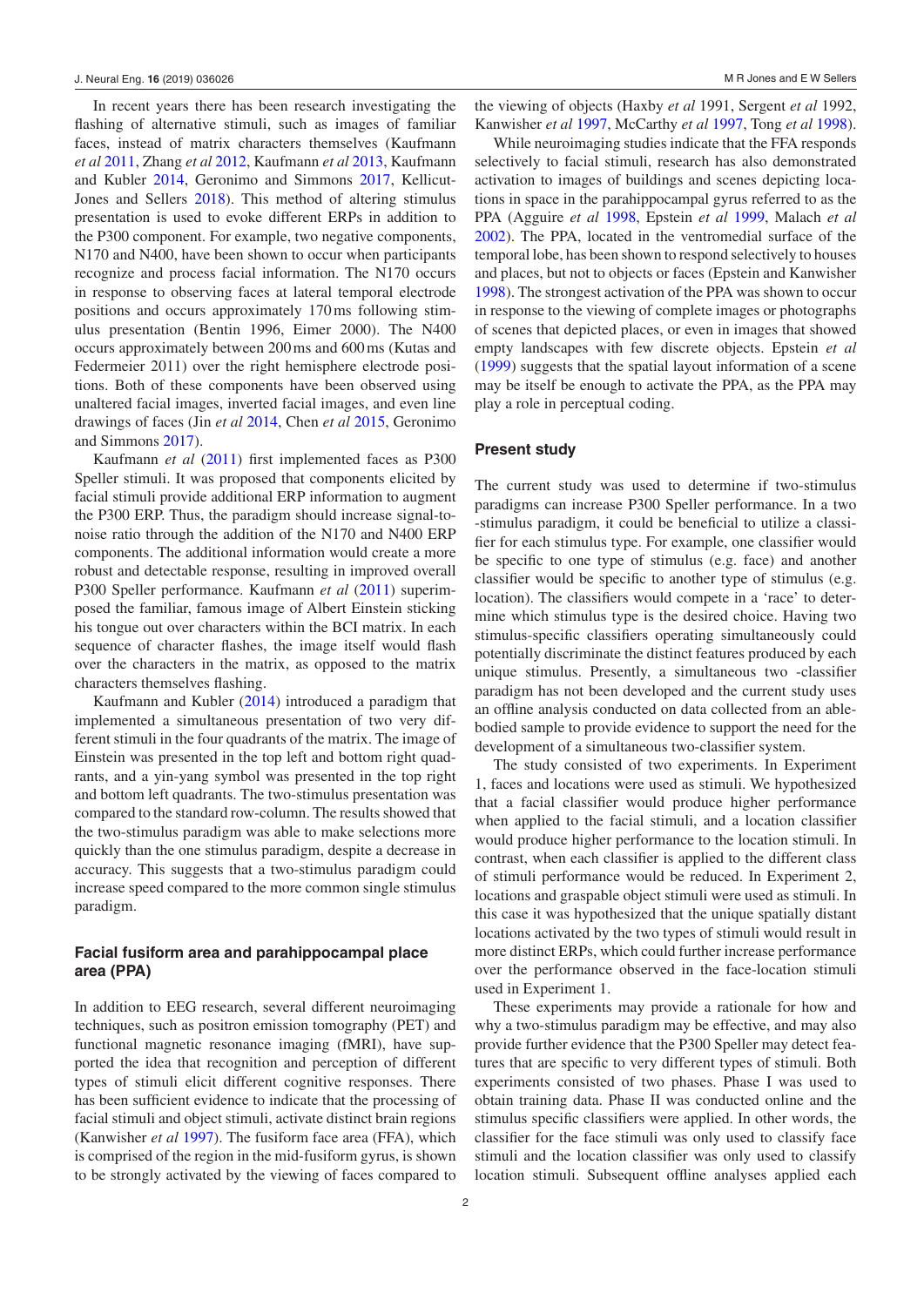In recent years there has been research investigating the flashing of alternative stimuli, such as images of familiar faces, instead of matrix characters themselves (Kaufmann *et al* 2011, Zhang *et al* 2012, Kaufmann *et al* 2013, Kaufmann and Kubler 2014, Geronimo and Simmons 2017, Kellicut-Jones and Sellers 2018). This method of altering stimulus presentation is used to evoke different ERPs in addition to the P300 component. For example, two negative components, N170 and N400, have been shown to occur when participants recognize and process facial information. The N170 occurs in response to observing faces at lateral temporal electrode positions and occurs approximately 170 ms following stimulus presentation (Bentin 1996, Eimer 2000). The N400 occurs approximately between 200 ms and 600 ms (Kutas and Federmeier 2011) over the right hemisphere electrode positions. Both of these components have been observed using unaltered facial images, inverted facial images, and even line drawings of faces (Jin *et al* 2014, Chen *et al* 2015, Geronimo and Simmons 2017).

Kaufmann *et al* (2011) first implemented faces as P300 Speller stimuli. It was proposed that components elicited by facial stimuli provide additional ERP information to augment the P300 ERP. Thus, the paradigm should increase signal-to-noise ratio through the addition of the N170 and N400 ERP components. The additional information would create a more robust and detectable response, resulting in improved overall P300 Speller performance. Kaufmann *et al* (2011) superimposed the familiar, famous image of Albert Einstein sticking his tongue out over characters within the BCI matrix. In each sequence of character flashes, the image itself would flash over the characters in the matrix, as opposed to the matrix characters themselves flashing.

Kaufmann and Kubler (2014) introduced a paradigm that implemented a simultaneous presentation of two very different stimuli in the four quadrants of the matrix. The image of Einstein was presented in the top left and bottom right quadrants, and a yin-yang symbol was presented in the top right and bottom left quadrants. The two-stimulus presentation was compared to the standard row-column. The results showed that the two-stimulus paradigm was able to make selections more quickly than the one stimulus paradigm, despite a decrease in accuracy. This suggests that a two-stimulus paradigm could increase speed compared to the more common single stimulus paradigm.

## Facial fusiform area and parahippocampal place area (PPA)

In addition to EEG research, several different neuroimaging techniques, such as positron emission tomography (PET) and functional magnetic resonance imaging (fMRI), have supported the idea that recognition and perception of different types of stimuli elicit different cognitive responses. There has been sufficient evidence to indicate that the processing of facial stimuli and object stimuli, activate distinct brain regions (Kanwisher *et al* 1997). The fusiform face area (FFA), which is comprised of the region in the mid-fusiform gyrus, is shown to be strongly activated by the viewing of faces compared to the viewing of objects (Haxby *et al* 1991, Sergent *et al* 1992, Kanwisher *et al* 1997, McCarthy *et al* 1997, Tong *et al* 1998).

While neuroimaging studies indicate that the FFA responds selectively to facial stimuli, research has also demonstrated activation to images of buildings and scenes depicting locations in space in the parahippocampal gyrus referred to as the PPA (Agguire *et al* 1998, Epstein *et al* 1999, Malach *et al* 2002). The PPA, located in the ventromedial surface of the temporal lobe, has been shown to respond selectively to houses and places, but not to objects or faces (Epstein and Kanwisher 1998). The strongest activation of the PPA was shown to occur in response to the viewing of complete images or photographs of scenes that depicted places, or even in images that showed empty landscapes with few discrete objects. Epstein *et al* (1999) suggests that the spatial layout information of a scene may be itself be enough to activate the PPA, as the PPA may play a role in perceptual coding.

## Present study

The current study was used to determine if two-stimulus paradigms can increase P300 Speller performance. In a two -stimulus paradigm, it could be beneficial to utilize a classifier for each stimulus type. For example, one classifier would be specific to one type of stimulus (e.g. face) and another classifier would be specific to another type of stimulus (e.g. location). The classifiers would compete in a 'race' to determine which stimulus type is the desired choice. Having two stimulus-specific classifiers operating simultaneously could potentially discriminate the distinct features produced by each unique stimulus. Presently, a simultaneous two -classifier paradigm has not been developed and the current study uses an offline analysis conducted on data collected from an able-bodied sample to provide evidence to support the need for the development of a simultaneous two-classifier system.

The study consisted of two experiments. In Experiment 1, faces and locations were used as stimuli. We hypothesized that a facial classifier would produce higher performance when applied to the facial stimuli, and a location classifier would produce higher performance to the location stimuli. In contrast, when each classifier is applied to the different class of stimuli performance would be reduced. In Experiment 2, locations and graspable object stimuli were used as stimuli. In this case it was hypothesized that the unique spatially distant locations activated by the two types of stimuli would result in more distinct ERPs, which could further increase performance over the performance observed in the face-location stimuli used in Experiment 1.

These experiments may provide a rationale for how and why a two-stimulus paradigm may be effective, and may also provide further evidence that the P300 Speller may detect features that are specific to very different types of stimuli. Both experiments consisted of two phases. Phase I was used to obtain training data. Phase II was conducted online and the stimulus specific classifiers were applied. In other words, the classifier for the face stimuli was only used to classify face stimuli and the location classifier was only used to classify location stimuli. Subsequent offline analyses applied each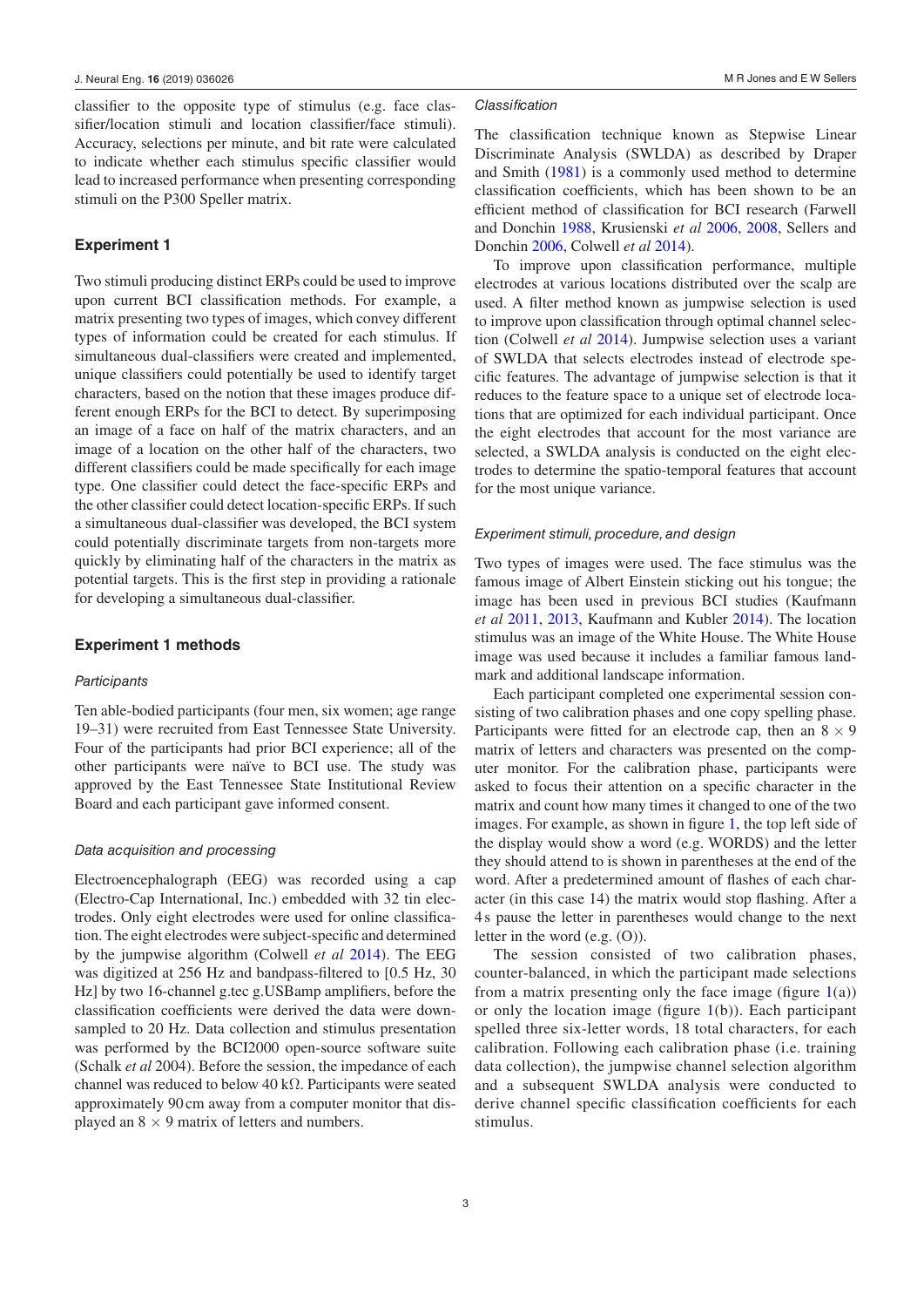classifier to the opposite type of stimulus (e.g. face classifier/location stimuli and location classifier/face stimuli). Accuracy, selections per minute, and bit rate were calculated to indicate whether each stimulus specific classifier would lead to increased performance when presenting corresponding stimuli on the P300 Speller matrix.

## Experiment 1

Two stimuli producing distinct ERPs could be used to improve upon current BCI classification methods. For example, a matrix presenting two types of images, which convey different types of information could be created for each stimulus. If simultaneous dual-classifiers were created and implemented, unique classifiers could potentially be used to identify target characters, based on the notion that these images produce different enough ERPs for the BCI to detect. By superimposing an image of a face on half of the matrix characters, and an image of a location on the other half of the characters, two different classifiers could be made specifically for each image type. One classifier could detect the face-specific ERPs and the other classifier could detect location-specific ERPs. If such a simultaneous dual-classifier was developed, the BCI system could potentially discriminate targets from non-targets more quickly by eliminating half of the characters in the matrix as potential targets. This is the first step in providing a rationale for developing a simultaneous dual-classifier.

## Experiment 1 methods

### *Participants*

Ten able-bodied participants (four men, six women; age range 19–31) were recruited from East Tennessee State University. Four of the participants had prior BCI experience; all of the other participants were naïve to BCI use. The study was approved by the East Tennessee State Institutional Review Board and each participant gave informed consent.

### *Data acquisition and processing*

Electroencephalograph (EEG) was recorded using a cap (Electro-Cap International, Inc.) embedded with 32 tin electrodes. Only eight electrodes were used for online classification. The eight electrodes were subject-specific and determined by the jumpwise algorithm (Colwell *et al* 2014). The EEG was digitized at 256 Hz and bandpass-filtered to [0.5 Hz, 30 Hz] by two 16-channel g.tec g.USBamp amplifiers, before the classification coefficients were derived the data were downsampled to 20 Hz. Data collection and stimulus presentation was performed by the BCI2000 open-source software suite (Schalk *et al* 2004). Before the session, the impedance of each channel was reduced to below 40 kΩ. Participants were seated approximately 90 cm away from a computer monitor that displayed an 8 × 9 matrix of letters and numbers.

### *Classification*

The classification technique known as Stepwise Linear Discriminate Analysis (SWLDA) as described by Draper and Smith (1981) is a commonly used method to determine classification coefficients, which has been shown to be an efficient method of classification for BCI research (Farwell and Donchin 1988, Krusienski *et al* 2006, 2008, Sellers and Donchin 2006, Colwell *et al* 2014).

To improve upon classification performance, multiple electrodes at various locations distributed over the scalp are used. A filter method known as jumpwise selection is used to improve upon classification through optimal channel selection (Colwell *et al* 2014). Jumpwise selection uses a variant of SWLDA that selects electrodes instead of electrode specific features. The advantage of jumpwise selection is that it reduces to the feature space to a unique set of electrode locations that are optimized for each individual participant. Once the eight electrodes that account for the most variance are selected, a SWLDA analysis is conducted on the eight electrodes to determine the spatio-temporal features that account for the most unique variance.

### *Experiment stimuli, procedure, and design*

Two types of images were used. The face stimulus was the famous image of Albert Einstein sticking out his tongue; the image has been used in previous BCI studies (Kaufmann *et al* 2011, 2013, Kaufmann and Kubler 2014). The location stimulus was an image of the White House. The White House image was used because it includes a familiar famous landmark and additional landscape information.

Each participant completed one experimental session consisting of two calibration phases and one copy spelling phase. Participants were fitted for an electrode cap, then an 8 × 9 matrix of letters and characters was presented on the computer monitor. For the calibration phase, participants were asked to focus their attention on a specific character in the matrix and count how many times it changed to one of the two images. For example, as shown in figure 1, the top left side of the display would show a word (e.g. WORDS) and the letter they should attend to is shown in parentheses at the end of the word. After a predetermined amount of flashes of each character (in this case 14) the matrix would stop flashing. After a 4 s pause the letter in parentheses would change to the next letter in the word (e.g. (O)).

The session consisted of two calibration phases, counter-balanced, in which the participant made selections from a matrix presenting only the face image (figure 1(a)) or only the location image (figure 1(b)). Each participant spelled three six-letter words, 18 total characters, for each calibration. Following each calibration phase (i.e. training data collection), the jumpwise channel selection algorithm and a subsequent SWLDA analysis were conducted to derive channel specific classification coefficients for each stimulus.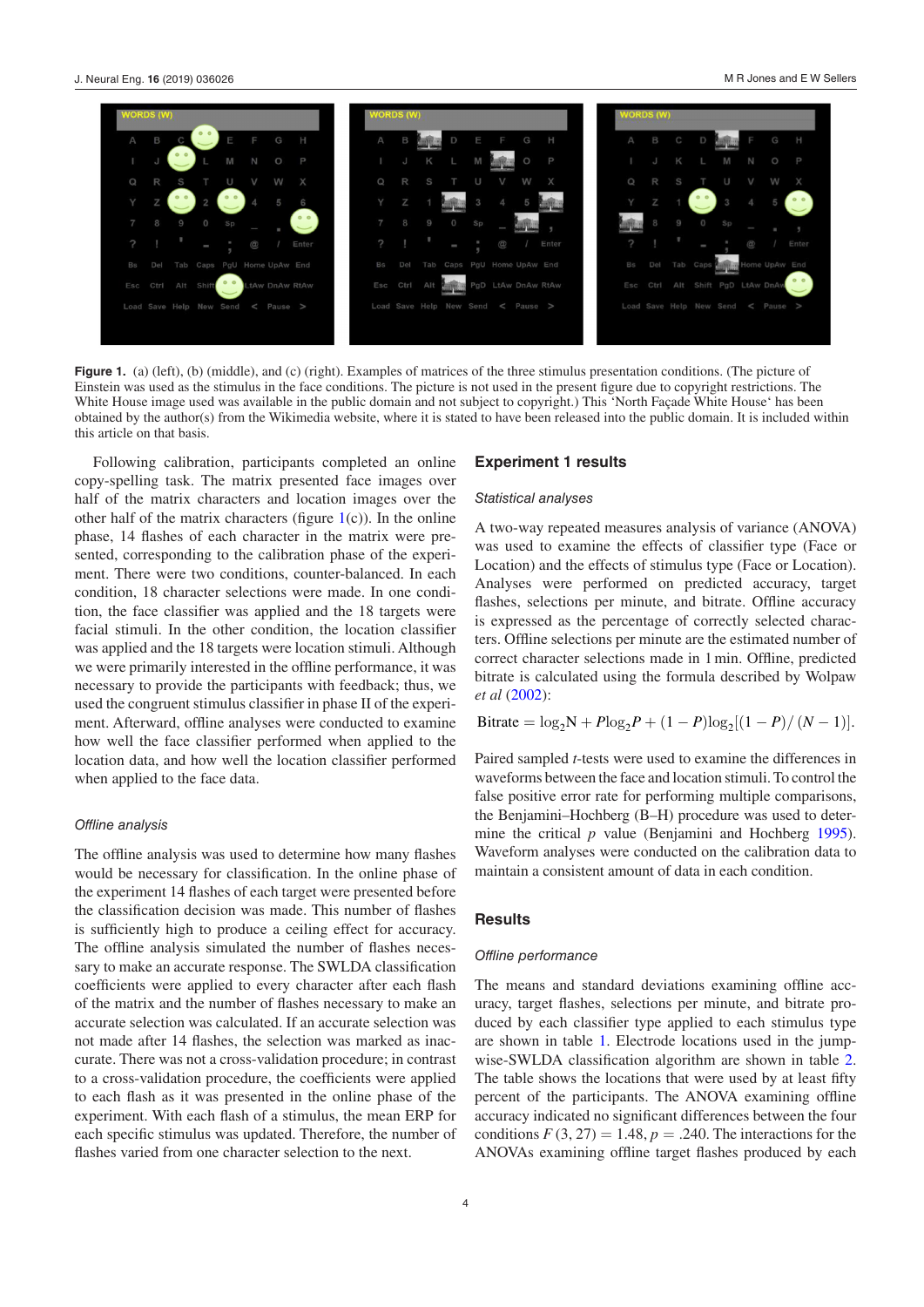**Figure 1.** (a) (left), (b) (middle), and (c) (right). Examples of matrices of the three stimulus presentation conditions. (The picture of Einstein was used as the stimulus in the face conditions. The picture is not used in the present figure due to copyright restrictions. The White House image used was available in the public domain and not subject to copyright.) This 'North Façade White House' has been obtained by the author(s) from the Wikimedia website, where it is stated to have been released into the public domain. It is included within this article on that basis.

Following calibration, participants completed an online copy-spelling task. The matrix presented face images over half of the matrix characters and location images over the other half of the matrix characters (figure 1(c)). In the online phase, 14 flashes of each character in the matrix were presented, corresponding to the calibration phase of the experiment. There were two conditions, counter-balanced. In each condition, 18 character selections were made. In one condition, the face classifier was applied and the 18 targets were facial stimuli. In the other condition, the location classifier was applied and the 18 targets were location stimuli. Although we were primarily interested in the offline performance, it was necessary to provide the participants with feedback; thus, we used the congruent stimulus classifier in phase II of the experiment. Afterward, offline analyses were conducted to examine how well the face classifier performed when applied to the location data, and how well the location classifier performed when applied to the face data.

### *Offline analysis*

The offline analysis was used to determine how many flashes would be necessary for classification. In the online phase of the experiment 14 flashes of each target were presented before the classification decision was made. This number of flashes is sufficiently high to produce a ceiling effect for accuracy. The offline analysis simulated the number of flashes necessary to make an accurate response. The SWLDA classification coefficients were applied to every character after each flash of the matrix and the number of flashes necessary to make an accurate selection was calculated. If an accurate selection was not made after 14 flashes, the selection was marked as inaccurate. There was not a cross-validation procedure; in contrast to a cross-validation procedure, the coefficients were applied to each flash as it was presented in the online phase of the experiment. With each flash of a stimulus, the mean ERP for each specific stimulus was updated. Therefore, the number of flashes varied from one character selection to the next.

## Experiment 1 results

### *Statistical analyses*

A two-way repeated measures analysis of variance (ANOVA) was used to examine the effects of classifier type (Face or Location) and the effects of stimulus type (Face or Location). Analyses were performed on predicted accuracy, target flashes, selections per minute, and bitrate. Offline accuracy is expressed as the percentage of correctly selected characters. Offline selections per minute are the estimated number of correct character selections made in 1 min. Offline, predicted bitrate is calculated using the formula described by Wolpaw *et al* (2002):

$$\text{Bitrate} = \log_2 \text{N} + P\log_2 P + (1 - P)\log_2[(1 - P)/(N - 1)].$$

Paired sampled *t*-tests were used to examine the differences in waveforms between the face and location stimuli. To control the false positive error rate for performing multiple comparisons, the Benjamini–Hochberg (B–H) procedure was used to determine the critical *p* value (Benjamini and Hochberg 1995). Waveform analyses were conducted on the calibration data to maintain a consistent amount of data in each condition.

## Results

### *Offline performance*

The means and standard deviations examining offline accuracy, target flashes, selections per minute, and bitrate produced by each classifier type applied to each stimulus type are shown in table 1. Electrode locations used in the jumpwise-SWLDA classification algorithm are shown in table 2. The table shows the locations that were used by at least fifty percent of the participants. The ANOVA examining offline accuracy indicated no significant differences between the four conditions $F(3, 27) = 1.48$, $p = .240$. The interactions for the ANOVAs examining offline target flashes produced by each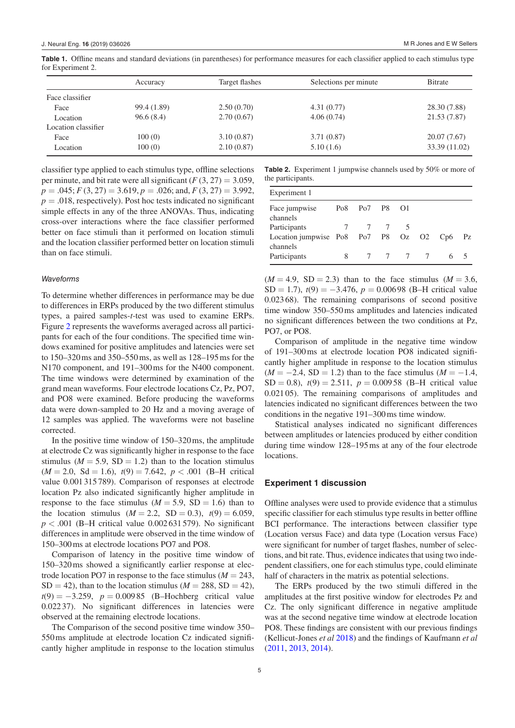**Table 1.** Offline means and standard deviations (in parentheses) for performance measures for each classifier applied to each stimulus type for Experiment 2.

| | Accuracy | Target flashes | Selections per minute | Bitrate |
|---|---|---|---|---|
| Face classifier | | | | |
| Face | 99.4 (1.89) | 2.50 (0.70) | 4.31 (0.77) | 28.30 (7.88) |
| Location | 96.6 (8.4) | 2.70 (0.67) | 4.06 (0.74) | 21.53 (7.87) |
| Location classifier | | | | |
| Face | 100 (0) | 3.10 (0.87) | 3.71 (0.87) | 20.07 (7.67) |
| Location | 100 (0) | 2.10 (0.87) | 5.10 (1.6) | 33.39 (11.02) |

classifier type applied to each stimulus type, offline selections per minute, and bit rate were all significant ($F(3, 27) = 3.059$, $p = .045$; $F(3, 27) = 3.619$, $p = .026$; and, $F(3, 27) = 3.992$, $p = .018$, respectively). Post hoc tests indicated no significant simple effects in any of the three ANOVAs. Thus, indicating cross-over interactions where the face classifier performed better on face stimuli than it performed on location stimuli and the location classifier performed better on location stimuli than on face stimuli.

### *Waveforms*

To determine whether differences in performance may be due to differences in ERPs produced by the two different stimulus types, a paired samples-*t*-test was used to examine ERPs. Figure 2 represents the waveforms averaged across all participants for each of the four conditions. The specified time windows examined for positive amplitudes and latencies were set to 150–320 ms and 350–550 ms, as well as 128–195 ms for the N170 component, and 191–300 ms for the N400 component. The time windows were determined by examination of the grand mean waveforms. Four electrode locations Cz, Pz, PO7, and PO8 were examined. Before producing the waveforms data were down-sampled to 20 Hz and a moving average of 12 samples was applied. The waveforms were not baseline corrected.

In the positive time window of 150–320 ms, the amplitude at electrode Cz was significantly higher in response to the face stimulus ($M = 5.9$, $SD = 1.2$) than to the location stimulus ($M = 2.0$, $Sd = 1.6$), $t(9) = 7.642$, $p < .001$ (B–H critical value 0.001 315 789). Comparison of responses at electrode location Pz also indicated significantly higher amplitude in response to the face stimulus ($M = 5.9$, $SD = 1.6$) than to the location stimulus ($M = 2.2$, $SD = 0.3$), $t(9) = 6.059$, $p < .001$ (B–H critical value 0.002 631 579). No significant differences in amplitude were observed in the time window of 150–300 ms at electrode locations PO7 and PO8.

Comparison of latency in the positive time window of 150–320 ms showed a significantly earlier response at electrode location PO7 in response to the face stimulus ($M = 243$, $SD = 42$), than to the location stimulus ($M = 288$, $SD = 42$), $t(9) = -3.259$, $p = 0.009\,85$ (B–Hochberg critical value 0.022 37). No significant differences in latencies were observed at the remaining electrode locations.

The Comparison of the second positive time window 350–550 ms amplitude at electrode location Cz indicated significantly higher amplitude in response to the location stimulus ($M = 4.9$, $SD = 2.3$) than to the face stimulus ($M = 3.6$, $SD = 1.7$), $t(9) = -3.476$, $p = 0.006\,98$ (B–H critical value 0.023 68). The remaining comparisons of second positive time window 350–550 ms amplitudes and latencies indicated no significant differences between the two conditions at Pz, PO7, or PO8.

Comparison of amplitude in the negative time window of 191–300 ms at electrode location PO8 indicated significantly higher amplitude in response to the location stimulus ($M = -2.4$, $SD = 1.2$) than to the face stimulus ($M = -1.4$, $SD = 0.8$), $t(9) = 2.511$, $p = 0.009\,58$ (B–H critical value 0.021 05). The remaining comparisons of amplitudes and latencies indicated no significant differences between the two conditions in the negative 191–300 ms time window.

Statistical analyses indicated no significant differences between amplitudes or latencies produced by either condition during time window 128–195 ms at any of the four electrode locations.

**Table 2.** Experiment 1 jumpwise channels used by 50% or more of the participants.

| Experiment 1 | | | | | | | |
|---|---|---|---|---|---|---|---|
| Face jumpwise channels | Po8 | Po7 | P8 | O1 | | | |
| Participants | 7 | 7 | 7 | 5 | | | |
| Location jumpwise channels | Po8 | Po7 | P8 | Oz | O2 | Cp6 | Pz |
| Participants | 8 | 7 | 7 | 7 | 7 | 6 | 5 |

## Experiment 1 discussion

Offline analyses were used to provide evidence that a stimulus specific classifier for each stimulus type results in better offline BCI performance. The interactions between classifier type (Location versus Face) and data type (Location versus Face) were significant for number of target flashes, number of selections, and bit rate. Thus, evidence indicates that using two independent classifiers, one for each stimulus type, could eliminate half of characters in the matrix as potential selections.

The ERPs produced by the two stimuli differed in the amplitudes at the first positive window for electrodes Pz and Cz. The only significant difference in negative amplitude was at the second negative time window at electrode location PO8. These findings are consistent with our previous findings (Kellicut-Jones *et al* 2018) and the findings of Kaufmann *et al* (2011, 2013, 2014).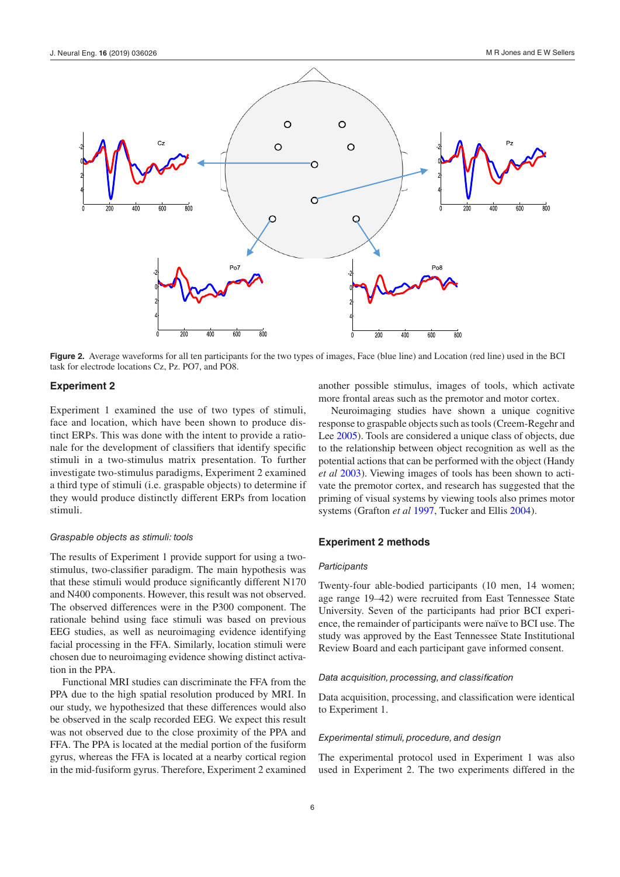**Figure 2.** Average waveforms for all ten participants for the two types of images, Face (blue line) and Location (red line) used in the BCI task for electrode locations Cz, Pz. PO7, and PO8.

## Experiment 2

Experiment 1 examined the use of two types of stimuli, face and location, which have been shown to produce distinct ERPs. This was done with the intent to provide a rationale for the development of classifiers that identify specific stimuli in a two-stimulus matrix presentation. To further investigate two-stimulus paradigms, Experiment 2 examined a third type of stimuli (i.e. graspable objects) to determine if they would produce distinctly different ERPs from location stimuli.

### *Graspable objects as stimuli: tools*

The results of Experiment 1 provide support for using a two-stimulus, two-classifier paradigm. The main hypothesis was that these stimuli would produce significantly different N170 and N400 components. However, this result was not observed. The observed differences were in the P300 component. The rationale behind using face stimuli was based on previous EEG studies, as well as neuroimaging evidence identifying facial processing in the FFA. Similarly, location stimuli were chosen due to neuroimaging evidence showing distinct activation in the PPA.

Functional MRI studies can discriminate the FFA from the PPA due to the high spatial resolution produced by MRI. In our study, we hypothesized that these differences would also be observed in the scalp recorded EEG. We expect this result was not observed due to the close proximity of the PPA and FFA. The PPA is located at the medial portion of the fusiform gyrus, whereas the FFA is located at a nearby cortical region in the mid-fusiform gyrus. Therefore, Experiment 2 examined another possible stimulus, images of tools, which activate more frontal areas such as the premotor and motor cortex.

Neuroimaging studies have shown a unique cognitive response to graspable objects such as tools (Creem-Regehr and Lee 2005). Tools are considered a unique class of objects, due to the relationship between object recognition as well as the potential actions that can be performed with the object (Handy *et al* 2003). Viewing images of tools has been shown to activate the premotor cortex, and research has suggested that the priming of visual systems by viewing tools also primes motor systems (Grafton *et al* 1997, Tucker and Ellis 2004).

## Experiment 2 methods

### *Participants*

Twenty-four able-bodied participants (10 men, 14 women; age range 19–42) were recruited from East Tennessee State University. Seven of the participants had prior BCI experience, the remainder of participants were naïve to BCI use. The study was approved by the East Tennessee State Institutional Review Board and each participant gave informed consent.

### *Data acquisition, processing, and classification*

Data acquisition, processing, and classification were identical to Experiment 1.

### *Experimental stimuli, procedure, and design*

The experimental protocol used in Experiment 1 was also used in Experiment 2. The two experiments differed in the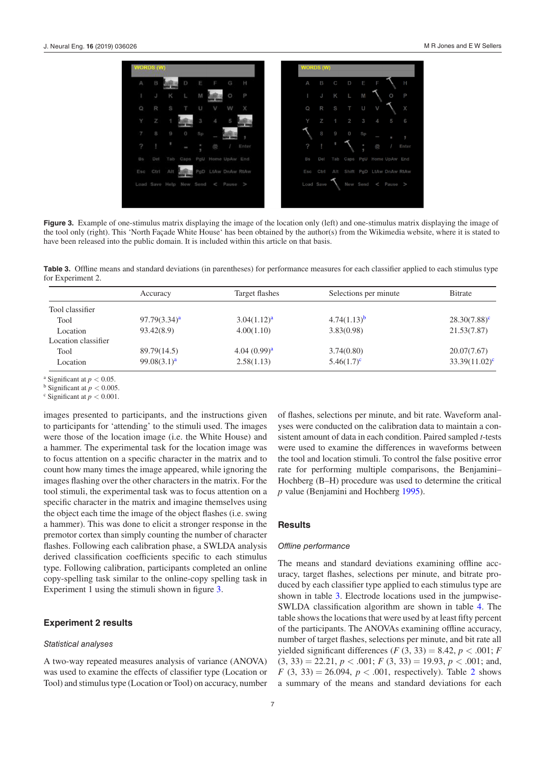**Figure 3.** Example of one-stimulus matrix displaying the image of the location only (left) and one-stimulus matrix displaying the image of the tool only (right). This 'North Façade White House' has been obtained by the author(s) from the Wikimedia website, where it is stated to have been released into the public domain. It is included within this article on that basis.

**Table 3.** Offline means and standard deviations (in parentheses) for performance measures for each classifier applied to each stimulus type for Experiment 2.

| | Accuracy | Target flashes | Selections per minute | Bitrate |
|---|---|---|---|---|
| Tool classifier | | | | |
| Tool | 97.79(3.34)[a] | 3.04(1.12)[a] | 4.74(1.13)[b] | 28.30(7.88)[c] |
| Location | 93.42(8.9) | 4.00(1.10) | 3.83(0.98) | 21.53(7.87) |
| Location classifier | | | | |
| Tool | 89.79(14.5) | 4.04 (0.99)[a] | 3.74(0.80) | 20.07(7.67) |
| Location | 99.08(3.1)[a] | 2.58(1.13) | 5.46(1.7)[c] | 33.39(11.02)[c] |

[a] Significant at $p < 0.05$.
[b] Significant at $p < 0.005$.
[c] Significant at $p < 0.001$.

images presented to participants, and the instructions given to participants for 'attending' to the stimuli used. The images were those of the location image (i.e. the White House) and a hammer. The experimental task for the location image was to focus attention on a specific character in the matrix and to count how many times the image appeared, while ignoring the images flashing over the other characters in the matrix. For the tool stimuli, the experimental task was to focus attention on a specific character in the matrix and imagine themselves using the object each time the image of the object flashes (i.e. swing a hammer). This was done to elicit a stronger response in the premotor cortex than simply counting the number of character flashes. Following each calibration phase, a SWLDA analysis derived classification coefficients specific to each stimulus type. Following calibration, participants completed an online copy-spelling task similar to the online-copy spelling task in Experiment 1 using the stimuli shown in figure 3.

## Experiment 2 results

### *Statistical analyses*

A two-way repeated measures analysis of variance (ANOVA) was used to examine the effects of classifier type (Location or Tool) and stimulus type (Location or Tool) on accuracy, number of flashes, selections per minute, and bit rate. Waveform analyses were conducted on the calibration data to maintain a consistent amount of data in each condition. Paired sampled $t$-tests were used to examine the differences in waveforms between the tool and location stimuli. To control the false positive error rate for performing multiple comparisons, the Benjamini–Hochberg (B–H) procedure was used to determine the critical $p$ value (Benjamini and Hochberg 1995).

## Results

### *Offline performance*

The means and standard deviations examining offline accuracy, target flashes, selections per minute, and bitrate produced by each classifier type applied to each stimulus type are shown in table 3. Electrode locations used in the jumpwise-SWLDA classification algorithm are shown in table 4. The table shows the locations that were used by at least fifty percent of the participants. The ANOVAs examining offline accuracy, number of target flashes, selections per minute, and bit rate all yielded significant differences ($F$ (3, 33) = 8.42, $p < .001$; $F$ (3, 33) = 22.21, $p < .001$; $F$ (3, 33) = 19.93, $p < .001$; and, $F$ (3, 33) = 26.094, $p < .001$, respectively). Table 2 shows a summary of the means and standard deviations for each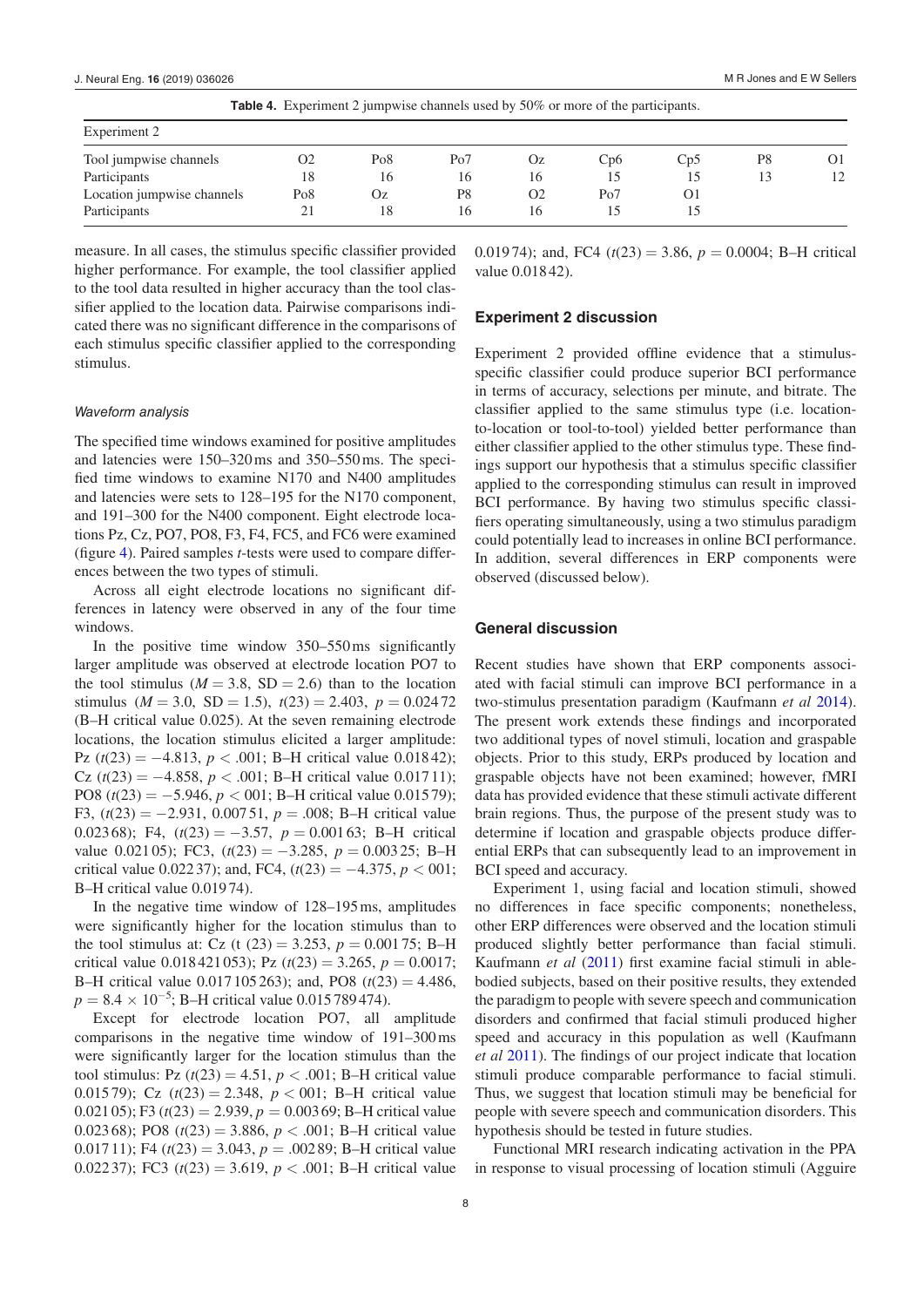**Table 4.** Experiment 2 jumpwise channels used by 50% or more of the participants.

| Experiment 2 | | | | | | | | |
|---|---|---|---|---|---|---|---|---|
| Tool jumpwise channels | O2 | Po8 | Po7 | Oz | Cp6 | Cp5 | P8 | O1 |
| Participants | 18 | 16 | 16 | 16 | 15 | 15 | 13 | 12 |
| Location jumpwise channels | Po8 | Oz | P8 | O2 | Po7 | O1 | | |
| Participants | 21 | 18 | 16 | 16 | 15 | 15 | | |

measure. In all cases, the stimulus specific classifier provided higher performance. For example, the tool classifier applied to the tool data resulted in higher accuracy than the tool classifier applied to the location data. Pairwise comparisons indicated there was no significant difference in the comparisons of each stimulus specific classifier applied to the corresponding stimulus.

#### *Waveform analysis*

The specified time windows examined for positive amplitudes and latencies were 150–320 ms and 350–550 ms. The specified time windows to examine N170 and N400 amplitudes and latencies were sets to 128–195 for the N170 component, and 191–300 for the N400 component. Eight electrode locations Pz, Cz, PO7, PO8, F3, F4, FC5, and FC6 were examined (figure 4). Paired samples *t*-tests were used to compare differences between the two types of stimuli.

Across all eight electrode locations no significant differences in latency were observed in any of the four time windows.

In the positive time window 350–550 ms significantly larger amplitude was observed at electrode location PO7 to the tool stimulus ($M = 3.8$, $SD = 2.6$) than to the location stimulus ($M = 3.0$, $SD = 1.5$), $t(23) = 2.403$, $p = 0.02472$ (B–H critical value 0.025). At the seven remaining electrode locations, the location stimulus elicited a larger amplitude: Pz ($t(23) = -4.813$, $p < .001$; B–H critical value 0.01842); Cz ($t(23) = -4.858$, $p < .001$; B–H critical value 0.01711); PO8 ($t(23) = -5.946$, $p < 001$; B–H critical value 0.01579); F3, ($t(23) = -2.931$, 0.00751, $p = .008$; B–H critical value 0.02368); F4, ($t(23) = -3.57$, $p = 0.00163$; B–H critical value 0.02105); FC3, ($t(23) = -3.285$, $p = 0.00325$; B–H critical value 0.02237); and, FC4, ($t(23) = -4.375$, $p < 001$; B–H critical value 0.01974).

In the negative time window of 128–195 ms, amplitudes were significantly higher for the location stimulus than to the tool stimulus at: Cz (t $(23) = 3.253$, $p = 0.00175$; B–H critical value 0.018421053); Pz ($t(23) = 3.265$, $p = 0.0017$; B–H critical value 0.017105263); and, PO8 ($t(23) = 4.486$, $p = 8.4 \times 10^{-5}$; B–H critical value 0.015789474).

Except for electrode location PO7, all amplitude comparisons in the negative time window of 191–300 ms were significantly larger for the location stimulus than the tool stimulus: Pz ($t(23) = 4.51$, $p < .001$; B–H critical value 0.01579); Cz ($t(23) = 2.348$, $p < 001$; B–H critical value 0.02105); F3 ($t(23) = 2.939$, $p = 0.00369$; B–H critical value 0.02368); PO8 ($t(23) = 3.886$, $p < .001$; B–H critical value 0.01711); F4 ($t(23) = 3.043$, $p = .00289$; B–H critical value 0.02237); FC3 ($t(23) = 3.619$, $p < .001$; B–H critical value 0.01974); and, FC4 ($t(23) = 3.86$, $p = 0.0004$; B–H critical value 0.01842).

### Experiment 2 discussion

Experiment 2 provided offline evidence that a stimulus-specific classifier could produce superior BCI performance in terms of accuracy, selections per minute, and bitrate. The classifier applied to the same stimulus type (i.e. location-to-location or tool-to-tool) yielded better performance than either classifier applied to the other stimulus type. These findings support our hypothesis that a stimulus specific classifier applied to the corresponding stimulus can result in improved BCI performance. By having two stimulus specific classifiers operating simultaneously, using a two stimulus paradigm could potentially lead to increases in online BCI performance. In addition, several differences in ERP components were observed (discussed below).

### General discussion

Recent studies have shown that ERP components associated with facial stimuli can improve BCI performance in a two-stimulus presentation paradigm (Kaufmann *et al* 2014). The present work extends these findings and incorporated two additional types of novel stimuli, location and graspable objects. Prior to this study, ERPs produced by location and graspable objects have not been examined; however, fMRI data has provided evidence that these stimuli activate different brain regions. Thus, the purpose of the present study was to determine if location and graspable objects produce differential ERPs that can subsequently lead to an improvement in BCI speed and accuracy.

Experiment 1, using facial and location stimuli, showed no differences in face specific components; nonetheless, other ERP differences were observed and the location stimuli produced slightly better performance than facial stimuli. Kaufmann *et al* (2011) first examine facial stimuli in able-bodied subjects, based on their positive results, they extended the paradigm to people with severe speech and communication disorders and confirmed that facial stimuli produced higher speed and accuracy in this population as well (Kaufmann *et al* 2011). The findings of our project indicate that location stimuli produce comparable performance to facial stimuli. Thus, we suggest that location stimuli may be beneficial for people with severe speech and communication disorders. This hypothesis should be tested in future studies.

Functional MRI research indicating activation in the PPA in response to visual processing of location stimuli (Agguire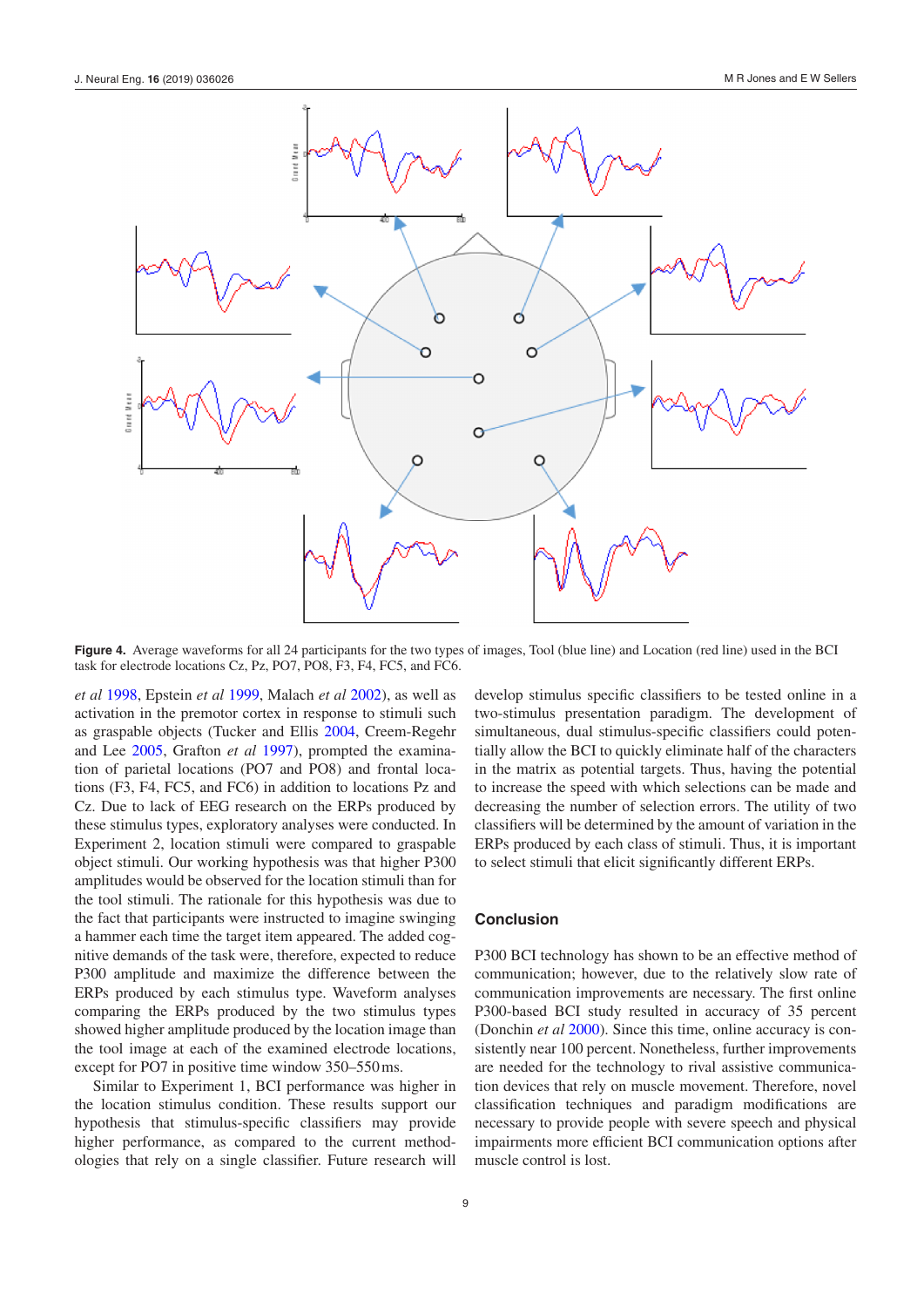**Figure 4.** Average waveforms for all 24 participants for the two types of images, Tool (blue line) and Location (red line) used in the BCI task for electrode locations Cz, Pz, PO7, PO8, F3, F4, FC5, and FC6.

*et al* 1998, Epstein *et al* 1999, Malach *et al* 2002), as well as activation in the premotor cortex in response to stimuli such as graspable objects (Tucker and Ellis 2004, Creem-Regehr and Lee 2005, Grafton *et al* 1997), prompted the examination of parietal locations (PO7 and PO8) and frontal locations (F3, F4, FC5, and FC6) in addition to locations Pz and Cz. Due to lack of EEG research on the ERPs produced by these stimulus types, exploratory analyses were conducted. In Experiment 2, location stimuli were compared to graspable object stimuli. Our working hypothesis was that higher P300 amplitudes would be observed for the location stimuli than for the tool stimuli. The rationale for this hypothesis was due to the fact that participants were instructed to imagine swinging a hammer each time the target item appeared. The added cognitive demands of the task were, therefore, expected to reduce P300 amplitude and maximize the difference between the ERPs produced by each stimulus type. Waveform analyses comparing the ERPs produced by the two stimulus types showed higher amplitude produced by the location image than the tool image at each of the examined electrode locations, except for PO7 in positive time window 350–550 ms.

Similar to Experiment 1, BCI performance was higher in the location stimulus condition. These results support our hypothesis that stimulus-specific classifiers may provide higher performance, as compared to the current methodologies that rely on a single classifier. Future research will develop stimulus specific classifiers to be tested online in a two-stimulus presentation paradigm. The development of simultaneous, dual stimulus-specific classifiers could potentially allow the BCI to quickly eliminate half of the characters in the matrix as potential targets. Thus, having the potential to increase the speed with which selections can be made and decreasing the number of selection errors. The utility of two classifiers will be determined by the amount of variation in the ERPs produced by each class of stimuli. Thus, it is important to select stimuli that elicit significantly different ERPs.

## Conclusion

P300 BCI technology has shown to be an effective method of communication; however, due to the relatively slow rate of communication improvements are necessary. The first online P300-based BCI study resulted in accuracy of 35 percent (Donchin *et al* 2000). Since this time, online accuracy is consistently near 100 percent. Nonetheless, further improvements are needed for the technology to rival assistive communication devices that rely on muscle movement. Therefore, novel classification techniques and paradigm modifications are necessary to provide people with severe speech and physical impairments more efficient BCI communication options after muscle control is lost.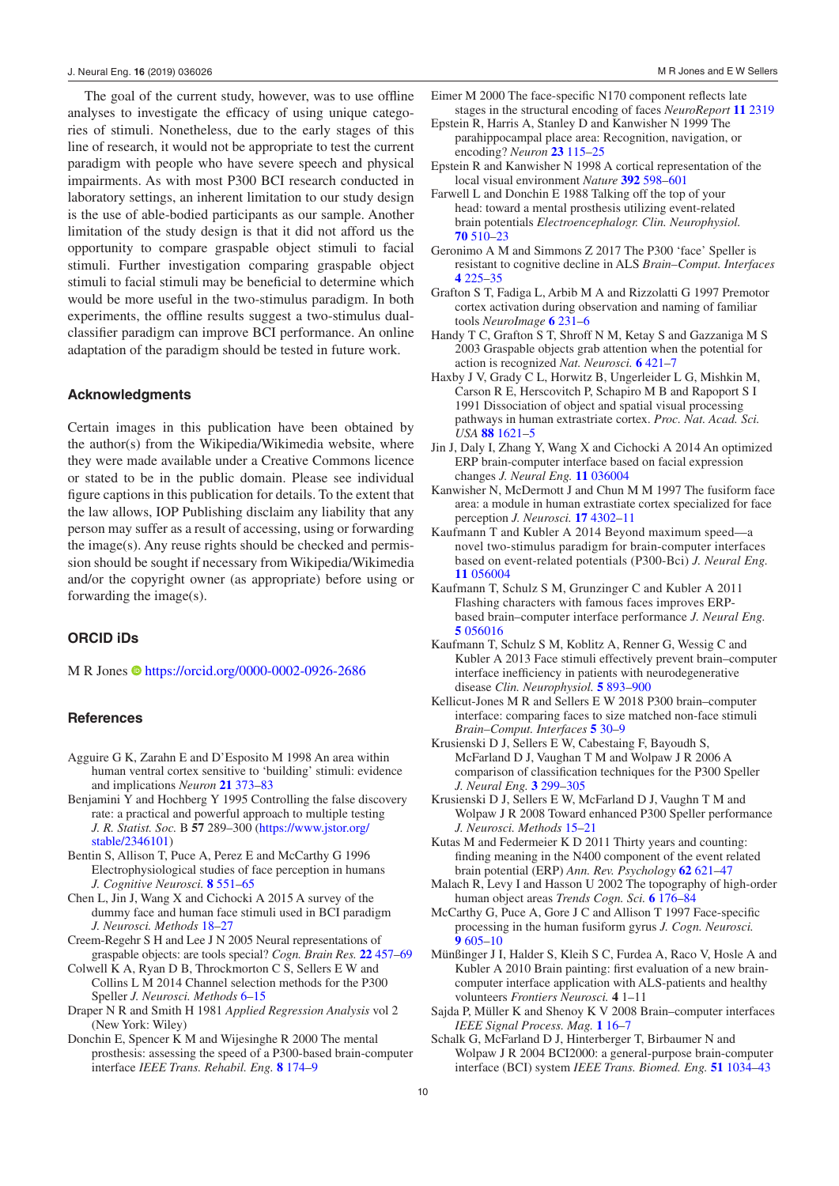The goal of the current study, however, was to use offline analyses to investigate the efficacy of using unique categories of stimuli. Nonetheless, due to the early stages of this line of research, it would not be appropriate to test the current paradigm with people who have severe speech and physical impairments. As with most P300 BCI research conducted in laboratory settings, an inherent limitation to our study design is the use of able-bodied participants as our sample. Another limitation of the study design is that it did not afford us the opportunity to compare graspable object stimuli to facial stimuli. Further investigation comparing graspable object stimuli to facial stimuli may be beneficial to determine which would be more useful in the two-stimulus paradigm. In both experiments, the offline results suggest a two-stimulus dual-classifier paradigm can improve BCI performance. An online adaptation of the paradigm should be tested in future work.

## Acknowledgments

Certain images in this publication have been obtained by the author(s) from the Wikipedia/Wikimedia website, where they were made available under a Creative Commons licence or stated to be in the public domain. Please see individual figure captions in this publication for details. To the extent that the law allows, IOP Publishing disclaim any liability that any person may suffer as a result of accessing, using or forwarding the image(s). Any reuse rights should be checked and permission should be sought if necessary from Wikipedia/Wikimedia and/or the copyright owner (as appropriate) before using or forwarding the image(s).

## ORCID iDs

M R Jones https://orcid.org/0000-0002-0926-2686

## References

Agguire G K, Zarahn E and D'Esposito M 1998 An area within human ventral cortex sensitive to 'building' stimuli: evidence and implications *Neuron* **21** 373–83

Benjamini Y and Hochberg Y 1995 Controlling the false discovery rate: a practical and powerful approach to multiple testing *J. R. Statist. Soc.* B **57** 289–300 (https://www.jstor.org/stable/2346101)

Bentin S, Allison T, Puce A, Perez E and McCarthy G 1996 Electrophysiological studies of face perception in humans *J. Cognitive Neurosci.* **8** 551–65

Chen L, Jin J, Wang X and Cichocki A 2015 A survey of the dummy face and human face stimuli used in BCI paradigm *J. Neurosci. Methods* 18–27

Creem-Regehr S H and Lee J N 2005 Neural representations of graspable objects: are tools special? *Cogn. Brain Res.* **22** 457–69

Colwell K A, Ryan D B, Throckmorton C S, Sellers E W and Collins L M 2014 Channel selection methods for the P300 Speller *J. Neurosci. Methods* 6–15

Draper N R and Smith H 1981 *Applied Regression Analysis* vol 2 (New York: Wiley)

Donchin E, Spencer K M and Wijesinghe R 2000 The mental prosthesis: assessing the speed of a P300-based brain-computer interface *IEEE Trans. Rehabil. Eng.* **8** 174–9

Eimer M 2000 The face-specific N170 component reflects late stages in the structural encoding of faces *NeuroReport* **11** 2319

Epstein R, Harris A, Stanley D and Kanwisher N 1999 The parahippocampal place area: Recognition, navigation, or encoding? *Neuron* **23** 115–25

Epstein R and Kanwisher N 1998 A cortical representation of the local visual environment *Nature* **392** 598–601

Farwell L and Donchin E 1988 Talking off the top of your head: toward a mental prosthesis utilizing event-related brain potentials *Electroencephalogr. Clin. Neurophysiol.* **70** 510–23

Geronimo A M and Simmons Z 2017 The P300 'face' Speller is resistant to cognitive decline in ALS *Brain–Comput. Interfaces* **4** 225–35

Grafton S T, Fadiga L, Arbib M A and Rizzolatti G 1997 Premotor cortex activation during observation and naming of familiar tools *NeuroImage* **6** 231–6

Handy T C, Grafton S T, Shroff N M, Ketay S and Gazzaniga M S 2003 Graspable objects grab attention when the potential for action is recognized *Nat. Neurosci.* **6** 421–7

Haxby J V, Grady C L, Horwitz B, Ungerleider L G, Mishkin M, Carson R E, Herscovitch P, Schapiro M B and Rapoport S I 1991 Dissociation of object and spatial visual processing pathways in human extrastriate cortex. *Proc. Nat. Acad. Sci. USA* **88** 1621–5

Jin J, Daly I, Zhang Y, Wang X and Cichocki A 2014 An optimized ERP brain-computer interface based on facial expression changes *J. Neural Eng.* **11** 036004

Kanwisher N, McDermott J and Chun M M 1997 The fusiform face area: a module in human extrastriate cortex specialized for face perception *J. Neurosci.* **17** 4302–11

Kaufmann T and Kubler A 2014 Beyond maximum speed—a novel two-stimulus paradigm for brain-computer interfaces based on event-related potentials (P300-Bci) *J. Neural Eng.* **11** 056004

Kaufmann T, Schulz S M, Grunzinger C and Kubler A 2011 Flashing characters with famous faces improves ERP-based brain–computer interface performance *J. Neural Eng.* **5** 056016

Kaufmann T, Schulz S M, Koblitz A, Renner G, Wessig C and Kubler A 2013 Face stimuli effectively prevent brain–computer interface inefficiency in patients with neurodegenerative disease *Clin. Neurophysiol.* **5** 893–900

Kellicut-Jones M R and Sellers E W 2018 P300 brain–computer interface: comparing faces to size matched non-face stimuli *Brain–Comput. Interfaces* **5** 30–9

Krusienski D J, Sellers E W, Cabestaing F, Bayoudh S, McFarland D J, Vaughan T M and Wolpaw J R 2006 A comparison of classification techniques for the P300 Speller *J. Neural Eng.* **3** 299–305

Krusienski D J, Sellers E W, McFarland D J, Vaughn T M and Wolpaw J R 2008 Toward enhanced P300 Speller performance *J. Neurosci. Methods* 15–21

Kutas M and Federmeier K D 2011 Thirty years and counting: finding meaning in the N400 component of the event related brain potential (ERP) *Ann. Rev. Psychology* **62** 621–47

Malach R, Levy I and Hasson U 2002 The topography of high-order human object areas *Trends Cogn. Sci.* **6** 176–84

McCarthy G, Puce A, Gore J C and Allison T 1997 Face-specific processing in the human fusiform gyrus *J. Cogn. Neurosci.* **9** 605–10

Münßinger J I, Halder S, Kleih S C, Furdea A, Raco V, Hosle A and Kubler A 2010 Brain painting: first evaluation of a new brain-computer interface application with ALS-patients and healthy volunteers *Frontiers Neurosci.* **4** 1–11

Sajda P, Müller K and Shenoy K V 2008 Brain–computer interfaces *IEEE Signal Process. Mag.* **1** 16–7

Schalk G, McFarland D J, Hinterberger T, Birbaumer N and Wolpaw J R 2004 BCI2000: a general-purpose brain-computer interface (BCI) system *IEEE Trans. Biomed. Eng.* **51** 1034–43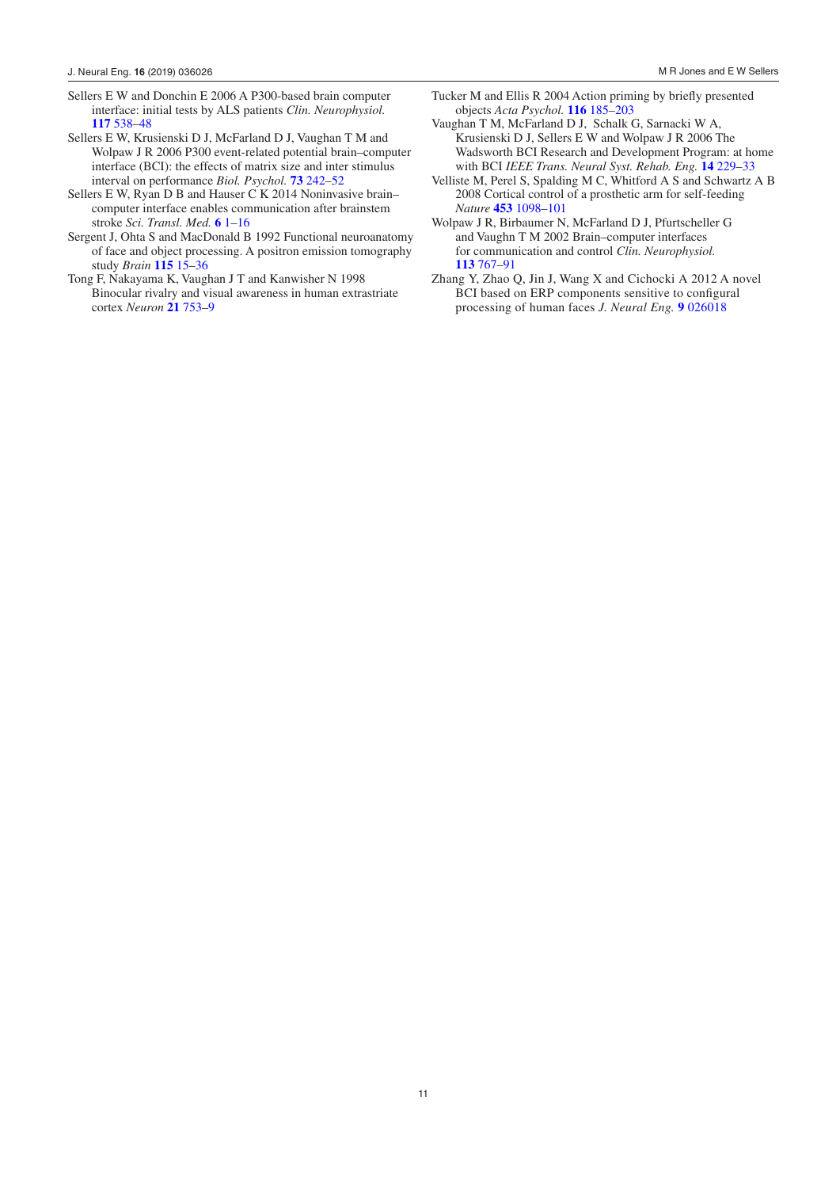Sellers E W and Donchin E 2006 A P300-based brain computer interface: initial tests by ALS patients *Clin. Neurophysiol.* **117** 538–48

Sellers E W, Krusienski D J, McFarland D J, Vaughan T M and Wolpaw J R 2006 P300 event-related potential brain–computer interface (BCI): the effects of matrix size and inter stimulus interval on performance *Biol. Psychol.* **73** 242–52

Sellers E W, Ryan D B and Hauser C K 2014 Noninvasive brain–computer interface enables communication after brainstem stroke *Sci. Transl. Med.* **6** 1–16

Sergent J, Ohta S and MacDonald B 1992 Functional neuroanatomy of face and object processing. A positron emission tomography study *Brain* **115** 15–36

Tong F, Nakayama K, Vaughan J T and Kanwisher N 1998 Binocular rivalry and visual awareness in human extrastriate cortex *Neuron* **21** 753–9

Tucker M and Ellis R 2004 Action priming by briefly presented objects *Acta Psychol.* **116** 185–203

Vaughan T M, McFarland D J, Schalk G, Sarnacki W A, Krusienski D J, Sellers E W and Wolpaw J R 2006 The Wadsworth BCI Research and Development Program: at home with BCI *IEEE Trans. Neural Syst. Rehab. Eng.* **14** 229–33

Velliste M, Perel S, Spalding M C, Whitford A S and Schwartz A B 2008 Cortical control of a prosthetic arm for self-feeding *Nature* **453** 1098–101

Wolpaw J R, Birbaumer N, McFarland D J, Pfurtscheller G and Vaughn T M 2002 Brain–computer interfaces for communication and control *Clin. Neurophysiol.* **113** 767–91

Zhang Y, Zhao Q, Jin J, Wang X and Cichocki A 2012 A novel BCI based on ERP components sensitive to configural processing of human faces *J. Neural Eng.* **9** 026018